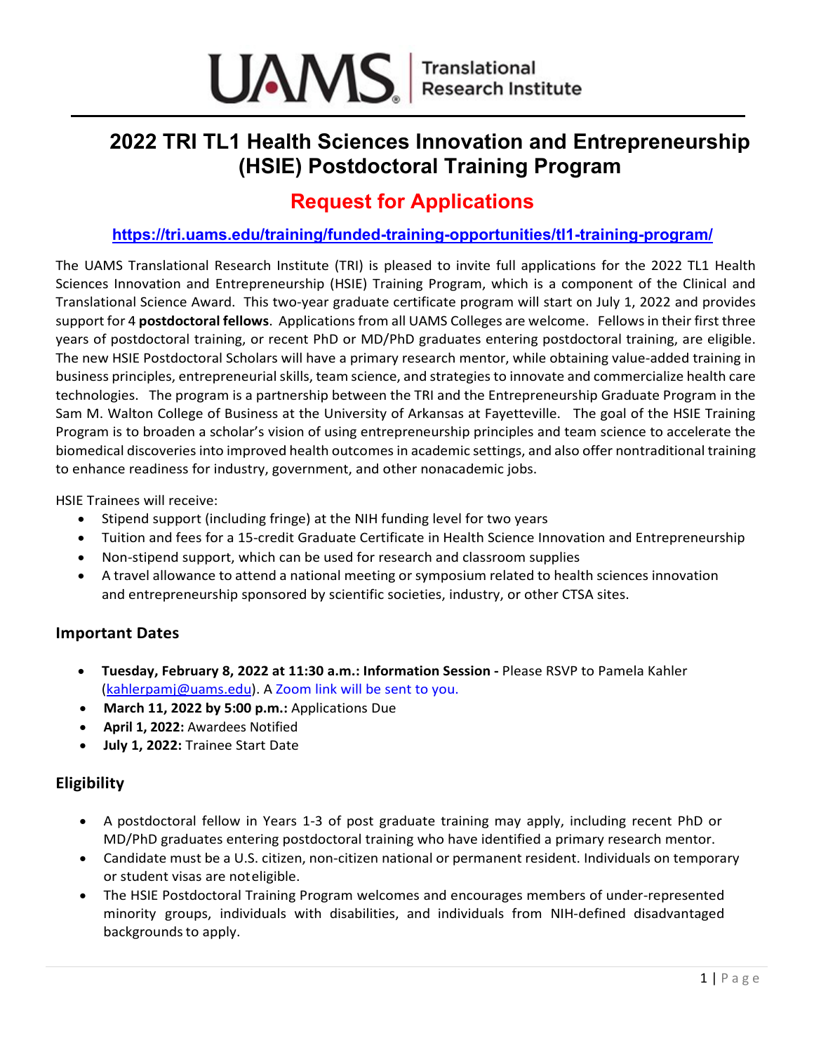UAMS | Translational Research Institute

# 2022 TRI TL1 Health Sciences Innovation and Entrepreneurship (HSIE) Postdoctoral Training Program

## Request for Applications

**https://tri.uams.edu/training/funded-training-opportunities/tl1-training-program/**

The UAMS Translational Research Institute (TRI) is pleased to invite full applications for the 2022 TL1 Health Sciences Innovation and Entrepreneurship (HSIE) Training Program, which is a component of the Clinical and Translational Science Award. This two-year graduate certificate program will start on July 1, 2022 and provides support for 4 **postdoctoral fellows**. Applications from all UAMS Colleges are welcome. Fellows in their first three years of postdoctoral training, or recent PhD or MD/PhD graduates entering postdoctoral training, are eligible. The new HSIE Postdoctoral Scholars will have a primary research mentor, while obtaining value-added training in business principles, entrepreneurial skills, team science, and strategies to innovate and commercialize health care technologies. The program is a partnership between the TRI and the Entrepreneurship Graduate Program in the Sam M. Walton College of Business at the University of Arkansas at Fayetteville. The goal of the HSIE Training Program is to broaden a scholar's vision of using entrepreneurship principles and team science to accelerate the biomedical discoveries into improved health outcomes in academic settings, and also offer nontraditional training to enhance readiness for industry, government, and other nonacademic jobs.

HSIE Trainees will receive:

- Stipend support (including fringe) at the NIH funding level for two years
- Tuition and fees for a 15-credit Graduate Certificate in Health Science Innovation and Entrepreneurship
- Non-stipend support, which can be used for research and classroom supplies
- A travel allowance to attend a national meeting or symposium related to health sciences innovation and entrepreneurship sponsored by scientific societies, industry, or other CTSA sites.

### Important Dates

- **Tuesday, February 8, 2022 at 11:30 a.m.: Information Session -** Please RSVP to Pamela Kahler (kahlerpamj@uams.edu). A Zoom link will be sent to you.
- **March 11, 2022 by 5:00 p.m.:** Applications Due
- **April 1, 2022:** Awardees Notified
- **July 1, 2022:** Trainee Start Date

### Eligibility

- A postdoctoral fellow in Years 1-3 of post graduate training may apply, including recent PhD or MD/PhD graduates entering postdoctoral training who have identified a primary research mentor.
- Candidate must be a U.S. citizen, non-citizen national or permanent resident. Individuals on temporary or student visas are not eligible.
- The HSIE Postdoctoral Training Program welcomes and encourages members of under-represented minority groups, individuals with disabilities, and individuals from NIH-defined disadvantaged backgrounds to apply.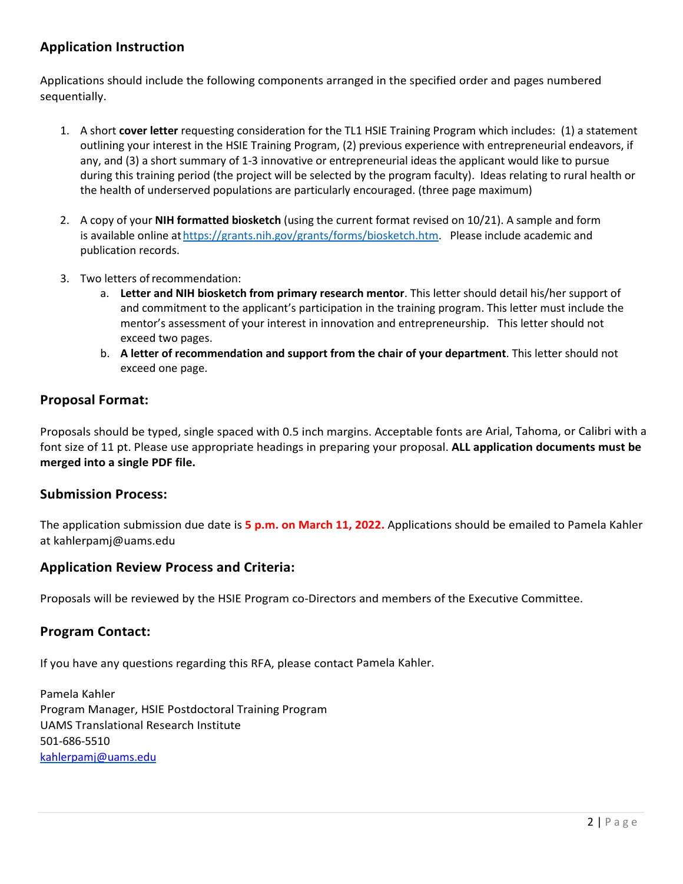## Application Instruction

Applications should include the following components arranged in the specified order and pages numbered sequentially.

1. A short **cover letter** requesting consideration for the TL1 HSIE Training Program which includes: (1) a statement outlining your interest in the HSIE Training Program, (2) previous experience with entrepreneurial endeavors, if any, and (3) a short summary of 1-3 innovative or entrepreneurial ideas the applicant would like to pursue during this training period (the project will be selected by the program faculty). Ideas relating to rural health or the health of underserved populations are particularly encouraged. (three page maximum)

2. A copy of your **NIH formatted biosketch** (using the current format revised on 10/21). A sample and form is available online at https://grants.nih.gov/grants/forms/biosketch.htm. Please include academic and publication records.

3. Two letters of recommendation:
   a. **Letter and NIH biosketch from primary research mentor**. This letter should detail his/her support of and commitment to the applicant's participation in the training program. This letter must include the mentor's assessment of your interest in innovation and entrepreneurship. This letter should not exceed two pages.
   b. **A letter of recommendation and support from the chair of your department**. This letter should not exceed one page.

## Proposal Format:

Proposals should be typed, single spaced with 0.5 inch margins. Acceptable fonts are Arial, Tahoma, or Calibri with a font size of 11 pt. Please use appropriate headings in preparing your proposal. **ALL application documents must be merged into a single PDF file.**

## Submission Process:

The application submission due date is **5 p.m. on March 11, 2022.** Applications should be emailed to Pamela Kahler at kahlerpamj@uams.edu

## Application Review Process and Criteria:

Proposals will be reviewed by the HSIE Program co-Directors and members of the Executive Committee.

## Program Contact:

If you have any questions regarding this RFA, please contact Pamela Kahler.

Pamela Kahler
Program Manager, HSIE Postdoctoral Training Program
UAMS Translational Research Institute
501-686-5510
kahlerpamj@uams.edu